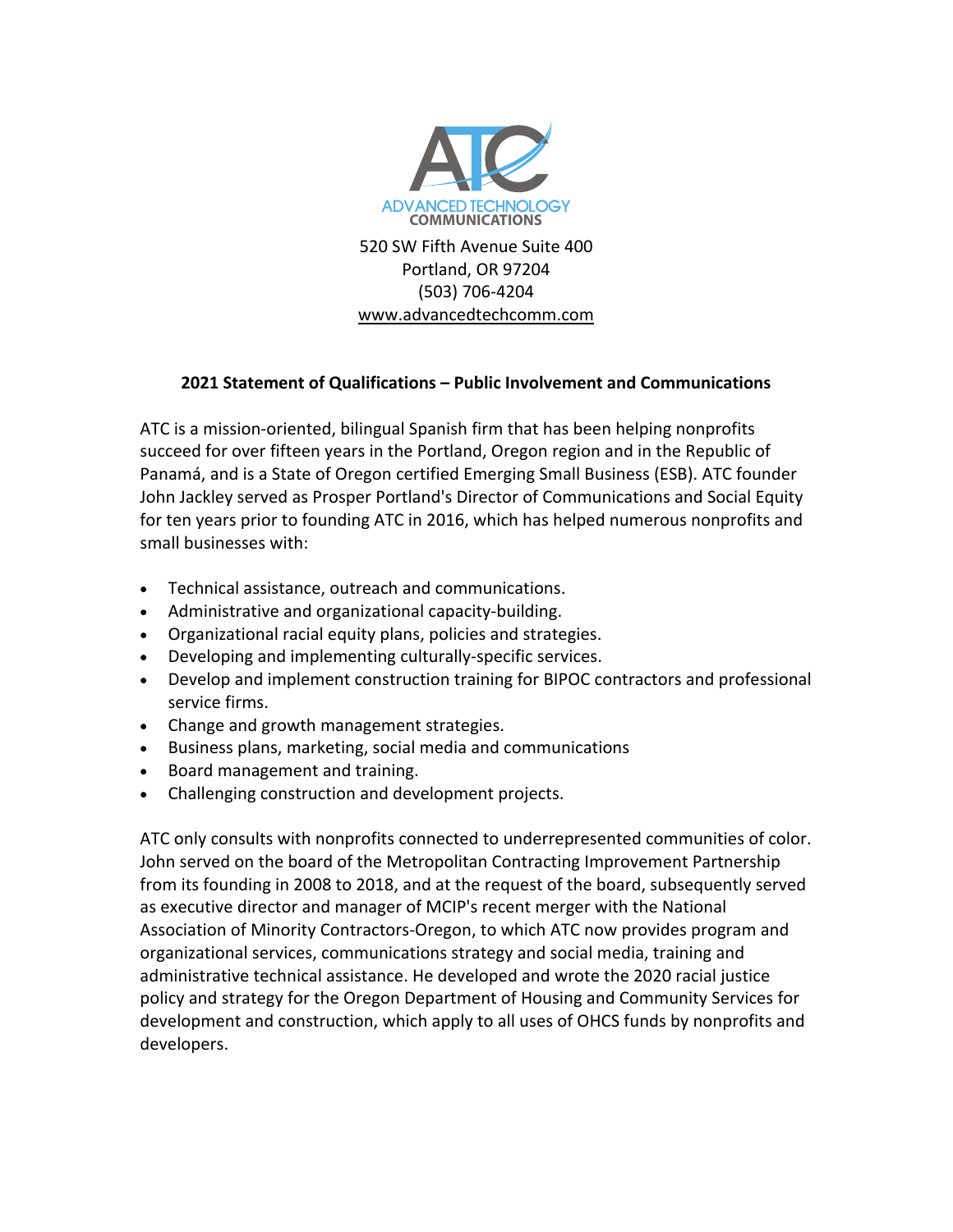ATC

ADVANCED TECHNOLOGY COMMUNICATIONS

520 SW Fifth Avenue Suite 400
Portland, OR 97204
(503) 706-4204
www.advancedtechcomm.com

## 2021 Statement of Qualifications – Public Involvement and Communications

ATC is a mission-oriented, bilingual Spanish firm that has been helping nonprofits succeed for over fifteen years in the Portland, Oregon region and in the Republic of Panamá, and is a State of Oregon certified Emerging Small Business (ESB). ATC founder John Jackley served as Prosper Portland's Director of Communications and Social Equity for ten years prior to founding ATC in 2016, which has helped numerous nonprofits and small businesses with:

- Technical assistance, outreach and communications.
- Administrative and organizational capacity-building.
- Organizational racial equity plans, policies and strategies.
- Developing and implementing culturally-specific services.
- Develop and implement construction training for BIPOC contractors and professional service firms.
- Change and growth management strategies.
- Business plans, marketing, social media and communications
- Board management and training.
- Challenging construction and development projects.

ATC only consults with nonprofits connected to underrepresented communities of color. John served on the board of the Metropolitan Contracting Improvement Partnership from its founding in 2008 to 2018, and at the request of the board, subsequently served as executive director and manager of MCIP's recent merger with the National Association of Minority Contractors-Oregon, to which ATC now provides program and organizational services, communications strategy and social media, training and administrative technical assistance. He developed and wrote the 2020 racial justice policy and strategy for the Oregon Department of Housing and Community Services for development and construction, which apply to all uses of OHCS funds by nonprofits and developers.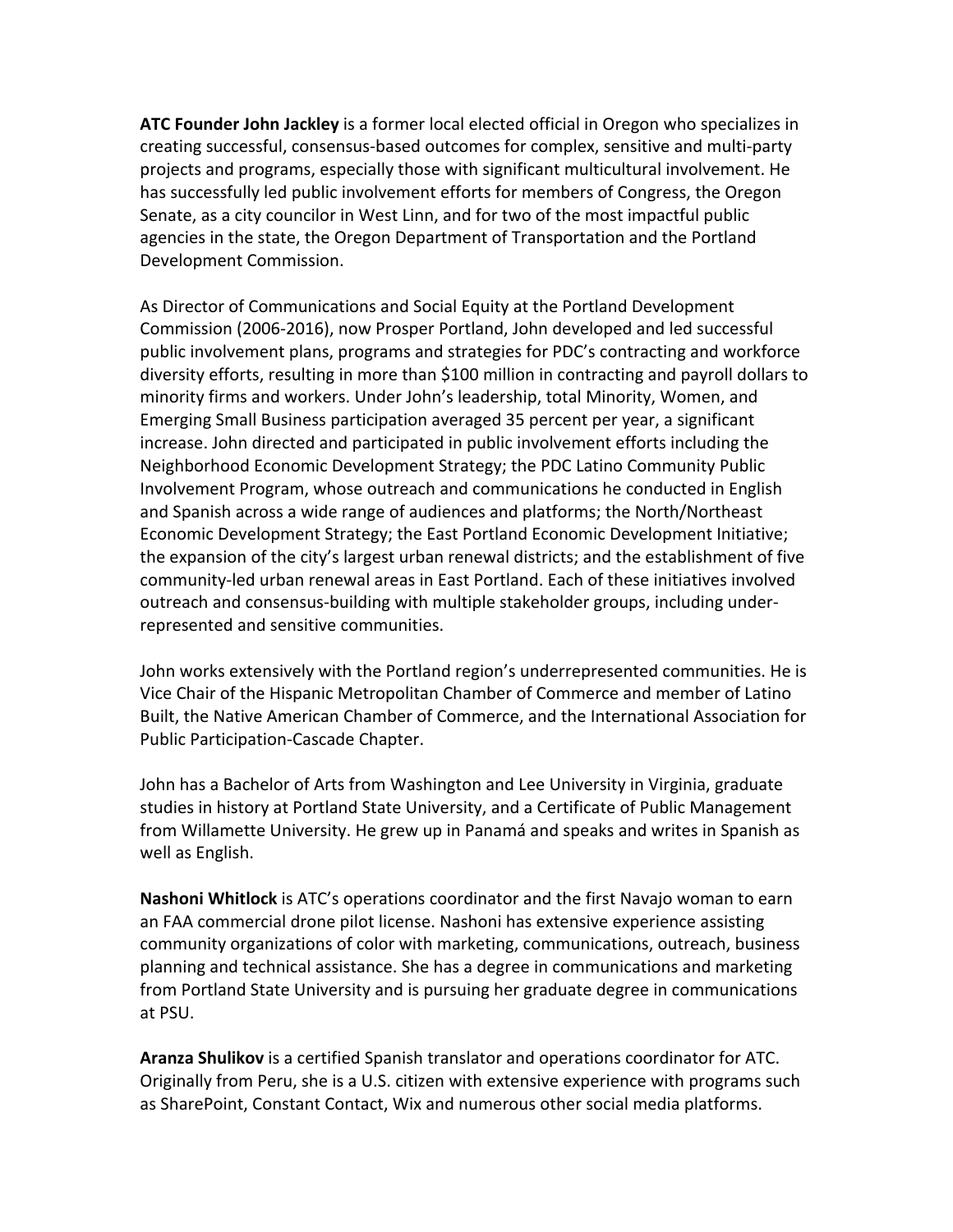**ATC Founder John Jackley** is a former local elected official in Oregon who specializes in creating successful, consensus-based outcomes for complex, sensitive and multi-party projects and programs, especially those with significant multicultural involvement. He has successfully led public involvement efforts for members of Congress, the Oregon Senate, as a city councilor in West Linn, and for two of the most impactful public agencies in the state, the Oregon Department of Transportation and the Portland Development Commission.

As Director of Communications and Social Equity at the Portland Development Commission (2006-2016), now Prosper Portland, John developed and led successful public involvement plans, programs and strategies for PDC's contracting and workforce diversity efforts, resulting in more than $100 million in contracting and payroll dollars to minority firms and workers. Under John's leadership, total Minority, Women, and Emerging Small Business participation averaged 35 percent per year, a significant increase. John directed and participated in public involvement efforts including the Neighborhood Economic Development Strategy; the PDC Latino Community Public Involvement Program, whose outreach and communications he conducted in English and Spanish across a wide range of audiences and platforms; the North/Northeast Economic Development Strategy; the East Portland Economic Development Initiative; the expansion of the city's largest urban renewal districts; and the establishment of five community-led urban renewal areas in East Portland. Each of these initiatives involved outreach and consensus-building with multiple stakeholder groups, including under-represented and sensitive communities.

John works extensively with the Portland region's underrepresented communities. He is Vice Chair of the Hispanic Metropolitan Chamber of Commerce and member of Latino Built, the Native American Chamber of Commerce, and the International Association for Public Participation-Cascade Chapter.

John has a Bachelor of Arts from Washington and Lee University in Virginia, graduate studies in history at Portland State University, and a Certificate of Public Management from Willamette University. He grew up in Panamá and speaks and writes in Spanish as well as English.

**Nashoni Whitlock** is ATC's operations coordinator and the first Navajo woman to earn an FAA commercial drone pilot license. Nashoni has extensive experience assisting community organizations of color with marketing, communications, outreach, business planning and technical assistance. She has a degree in communications and marketing from Portland State University and is pursuing her graduate degree in communications at PSU.

**Aranza Shulikov** is a certified Spanish translator and operations coordinator for ATC. Originally from Peru, she is a U.S. citizen with extensive experience with programs such as SharePoint, Constant Contact, Wix and numerous other social media platforms.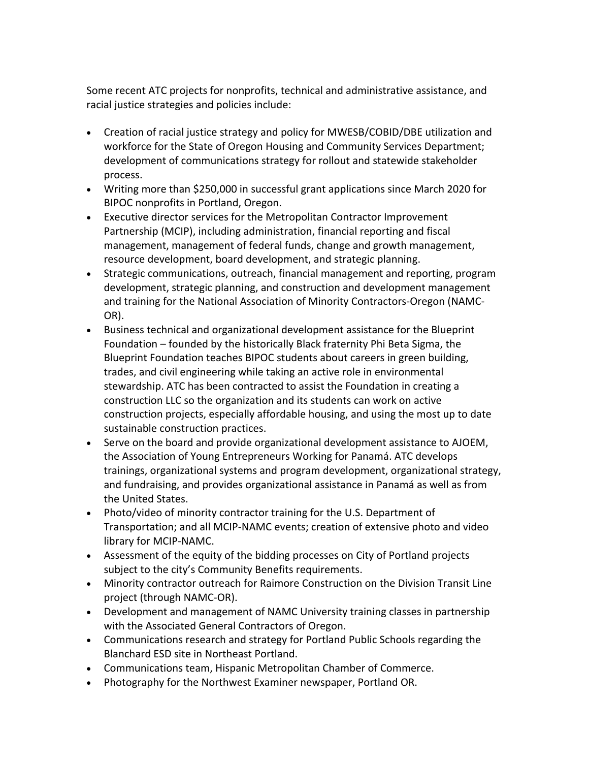Some recent ATC projects for nonprofits, technical and administrative assistance, and racial justice strategies and policies include:

- Creation of racial justice strategy and policy for MWESB/COBID/DBE utilization and workforce for the State of Oregon Housing and Community Services Department; development of communications strategy for rollout and statewide stakeholder process.
- Writing more than $250,000 in successful grant applications since March 2020 for BIPOC nonprofits in Portland, Oregon.
- Executive director services for the Metropolitan Contractor Improvement Partnership (MCIP), including administration, financial reporting and fiscal management, management of federal funds, change and growth management, resource development, board development, and strategic planning.
- Strategic communications, outreach, financial management and reporting, program development, strategic planning, and construction and development management and training for the National Association of Minority Contractors-Oregon (NAMC-OR).
- Business technical and organizational development assistance for the Blueprint Foundation – founded by the historically Black fraternity Phi Beta Sigma, the Blueprint Foundation teaches BIPOC students about careers in green building, trades, and civil engineering while taking an active role in environmental stewardship. ATC has been contracted to assist the Foundation in creating a construction LLC so the organization and its students can work on active construction projects, especially affordable housing, and using the most up to date sustainable construction practices.
- Serve on the board and provide organizational development assistance to AJOEM, the Association of Young Entrepreneurs Working for Panamá. ATC develops trainings, organizational systems and program development, organizational strategy, and fundraising, and provides organizational assistance in Panamá as well as from the United States.
- Photo/video of minority contractor training for the U.S. Department of Transportation; and all MCIP-NAMC events; creation of extensive photo and video library for MCIP-NAMC.
- Assessment of the equity of the bidding processes on City of Portland projects subject to the city's Community Benefits requirements.
- Minority contractor outreach for Raimore Construction on the Division Transit Line project (through NAMC-OR).
- Development and management of NAMC University training classes in partnership with the Associated General Contractors of Oregon.
- Communications research and strategy for Portland Public Schools regarding the Blanchard ESD site in Northeast Portland.
- Communications team, Hispanic Metropolitan Chamber of Commerce.
- Photography for the Northwest Examiner newspaper, Portland OR.